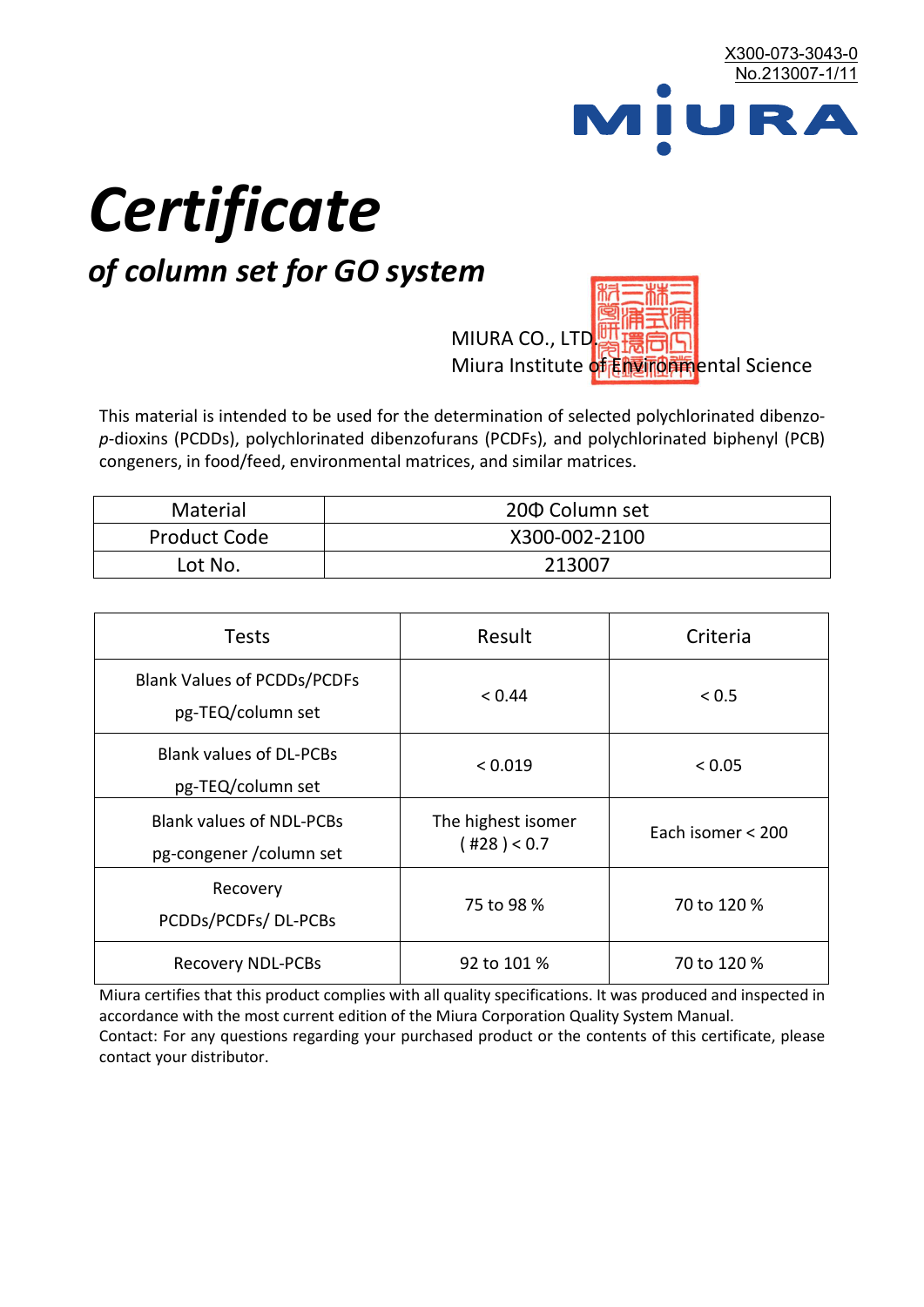X300-073-3043-0
No.213007-1/11

MIURA

# Certificate

## *of column set for GO system*

MIURA CO., LTD.
Miura Institute of Environmental Science

This material is intended to be used for the determination of selected polychlorinated dibenzo-*p*-dioxins (PCDDs), polychlorinated dibenzofurans (PCDFs), and polychlorinated biphenyl (PCB) congeners, in food/feed, environmental matrices, and similar matrices.

| Material | 20Φ Column set |
|---|---|
| Product Code | X300-002-2100 |
| Lot No. | 213007 |

| Tests | Result | Criteria |
|---|---|---|
| Blank Values of PCDDs/PCDFs pg-TEQ/column set | < 0.44 | < 0.5 |
| Blank values of DL-PCBs pg-TEQ/column set | < 0.019 | < 0.05 |
| Blank values of NDL-PCBs pg-congener /column set | The highest isomer ( #28 ) < 0.7 | Each isomer < 200 |
| Recovery PCDDs/PCDFs/ DL-PCBs | 75 to 98 % | 70 to 120 % |
| Recovery NDL-PCBs | 92 to 101 % | 70 to 120 % |

Miura certifies that this product complies with all quality specifications. It was produced and inspected in accordance with the most current edition of the Miura Corporation Quality System Manual.
Contact: For any questions regarding your purchased product or the contents of this certificate, please contact your distributor.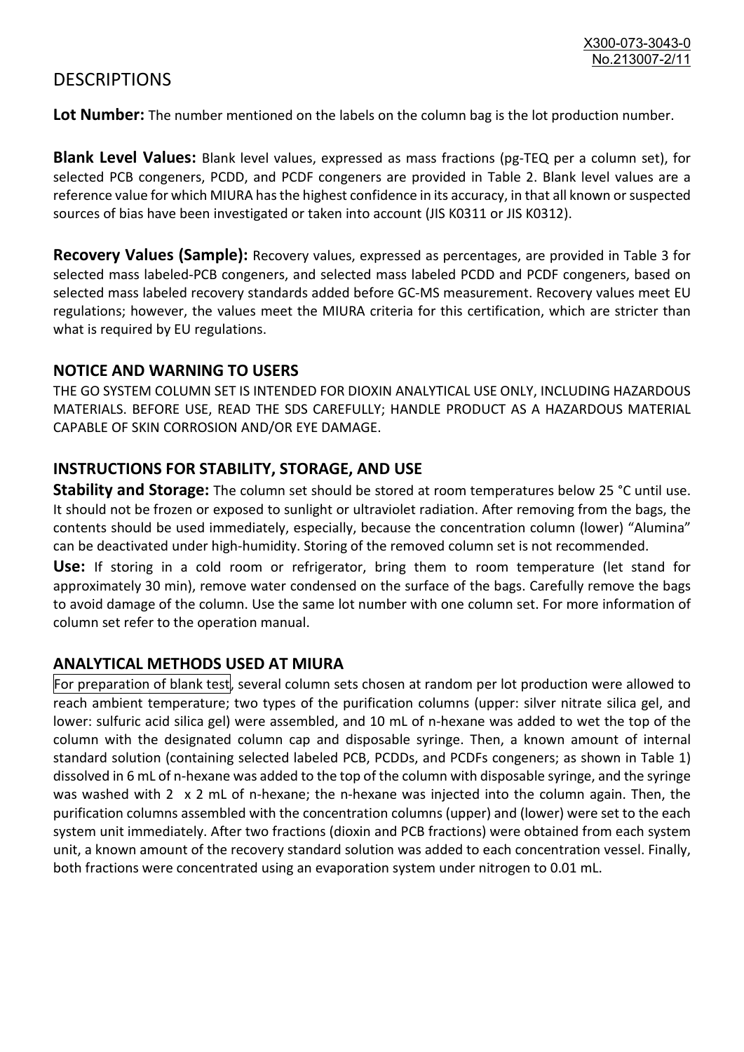# DESCRIPTIONS

**Lot Number:** The number mentioned on the labels on the column bag is the lot production number.

**Blank Level Values:** Blank level values, expressed as mass fractions (pg-TEQ per a column set), for selected PCB congeners, PCDD, and PCDF congeners are provided in Table 2. Blank level values are a reference value for which MIURA has the highest confidence in its accuracy, in that all known or suspected sources of bias have been investigated or taken into account (JIS K0311 or JIS K0312).

**Recovery Values (Sample):** Recovery values, expressed as percentages, are provided in Table 3 for selected mass labeled-PCB congeners, and selected mass labeled PCDD and PCDF congeners, based on selected mass labeled recovery standards added before GC-MS measurement. Recovery values meet EU regulations; however, the values meet the MIURA criteria for this certification, which are stricter than what is required by EU regulations.

## NOTICE AND WARNING TO USERS

THE GO SYSTEM COLUMN SET IS INTENDED FOR DIOXIN ANALYTICAL USE ONLY, INCLUDING HAZARDOUS MATERIALS. BEFORE USE, READ THE SDS CAREFULLY; HANDLE PRODUCT AS A HAZARDOUS MATERIAL CAPABLE OF SKIN CORROSION AND/OR EYE DAMAGE.

## INSTRUCTIONS FOR STABILITY, STORAGE, AND USE

**Stability and Storage:** The column set should be stored at room temperatures below 25 °C until use. It should not be frozen or exposed to sunlight or ultraviolet radiation. After removing from the bags, the contents should be used immediately, especially, because the concentration column (lower) "Alumina" can be deactivated under high-humidity. Storing of the removed column set is not recommended.

**Use:** If storing in a cold room or refrigerator, bring them to room temperature (let stand for approximately 30 min), remove water condensed on the surface of the bags. Carefully remove the bags to avoid damage of the column. Use the same lot number with one column set. For more information of column set refer to the operation manual.

## ANALYTICAL METHODS USED AT MIURA

For preparation of blank test, several column sets chosen at random per lot production were allowed to reach ambient temperature; two types of the purification columns (upper: silver nitrate silica gel, and lower: sulfuric acid silica gel) were assembled, and 10 mL of n-hexane was added to wet the top of the column with the designated column cap and disposable syringe. Then, a known amount of internal standard solution (containing selected labeled PCB, PCDDs, and PCDFs congeners; as shown in Table 1) dissolved in 6 mL of n-hexane was added to the top of the column with disposable syringe, and the syringe was washed with 2 x 2 mL of n-hexane; the n-hexane was injected into the column again. Then, the purification columns assembled with the concentration columns (upper) and (lower) were set to the each system unit immediately. After two fractions (dioxin and PCB fractions) were obtained from each system unit, a known amount of the recovery standard solution was added to each concentration vessel. Finally, both fractions were concentrated using an evaporation system under nitrogen to 0.01 mL.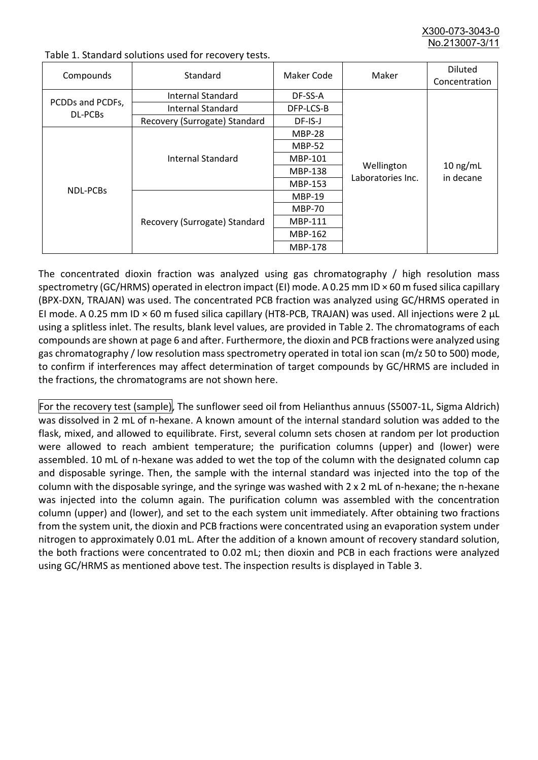Table 1. Standard solutions used for recovery tests.

| Compounds | Standard | Maker Code | Maker | Diluted Concentration |
|---|---|---|---|---|
| PCDDs and PCDFs, DL-PCBs | Internal Standard | DF-SS-A | Wellington Laboratories Inc. | 10 ng/mL in decane |
| | Internal Standard | DFP-LCS-B | | |
| | Recovery (Surrogate) Standard | DF-IS-J | | |
| NDL-PCBs | Internal Standard | MBP-28 | | |
| | | MBP-52 | | |
| | | MBP-101 | | |
| | | MBP-138 | | |
| | | MBP-153 | | |
| | Recovery (Surrogate) Standard | MBP-19 | | |
| | | MBP-70 | | |
| | | MBP-111 | | |
| | | MBP-162 | | |
| | | MBP-178 | | |

The concentrated dioxin fraction was analyzed using gas chromatography / high resolution mass spectrometry (GC/HRMS) operated in electron impact (EI) mode. A 0.25 mm ID × 60 m fused silica capillary (BPX-DXN, TRAJAN) was used. The concentrated PCB fraction was analyzed using GC/HRMS operated in EI mode. A 0.25 mm ID × 60 m fused silica capillary (HT8-PCB, TRAJAN) was used. All injections were 2 µL using a splitless inlet. The results, blank level values, are provided in Table 2. The chromatograms of each compounds are shown at page 6 and after. Furthermore, the dioxin and PCB fractions were analyzed using gas chromatography / low resolution mass spectrometry operated in total ion scan (m/z 50 to 500) mode, to confirm if interferences may affect determination of target compounds by GC/HRMS are included in the fractions, the chromatograms are not shown here.

For the recovery test (sample), The sunflower seed oil from Helianthus annuus (S5007-1L, Sigma Aldrich) was dissolved in 2 mL of n-hexane. A known amount of the internal standard solution was added to the flask, mixed, and allowed to equilibrate. First, several column sets chosen at random per lot production were allowed to reach ambient temperature; the purification columns (upper) and (lower) were assembled. 10 mL of n-hexane was added to wet the top of the column with the designated column cap and disposable syringe. Then, the sample with the internal standard was injected into the top of the column with the disposable syringe, and the syringe was washed with 2 x 2 mL of n-hexane; the n-hexane was injected into the column again. The purification column was assembled with the concentration column (upper) and (lower), and set to the each system unit immediately. After obtaining two fractions from the system unit, the dioxin and PCB fractions were concentrated using an evaporation system under nitrogen to approximately 0.01 mL. After the addition of a known amount of recovery standard solution, the both fractions were concentrated to 0.02 mL; then dioxin and PCB in each fractions were analyzed using GC/HRMS as mentioned above test. The inspection results is displayed in Table 3.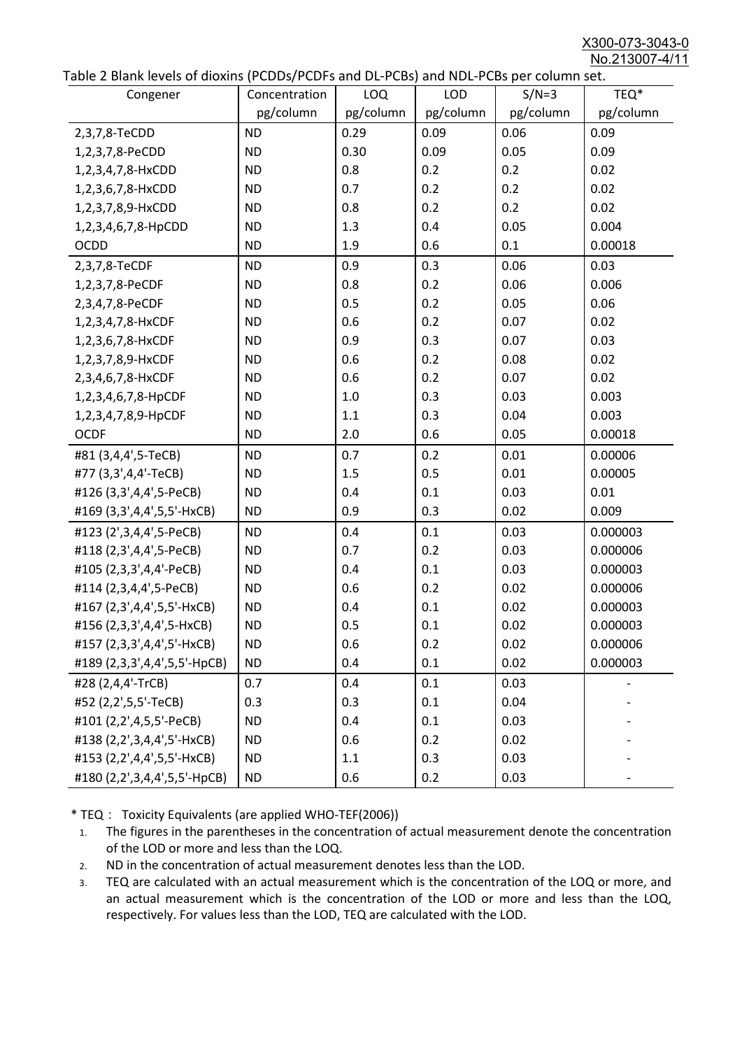Table 2 Blank levels of dioxins (PCDDs/PCDFs and DL-PCBs) and NDL-PCBs per column set.

| Congener | Concentration pg/column | LOQ pg/column | LOD pg/column | S/N=3 pg/column | TEQ* pg/column |
|---|---|---|---|---|---|
| 2,3,7,8-TeCDD | ND | 0.29 | 0.09 | 0.06 | 0.09 |
| 1,2,3,7,8-PeCDD | ND | 0.30 | 0.09 | 0.05 | 0.09 |
| 1,2,3,4,7,8-HxCDD | ND | 0.8 | 0.2 | 0.2 | 0.02 |
| 1,2,3,6,7,8-HxCDD | ND | 0.7 | 0.2 | 0.2 | 0.02 |
| 1,2,3,7,8,9-HxCDD | ND | 0.8 | 0.2 | 0.2 | 0.02 |
| 1,2,3,4,6,7,8-HpCDD | ND | 1.3 | 0.4 | 0.05 | 0.004 |
| OCDD | ND | 1.9 | 0.6 | 0.1 | 0.00018 |
| 2,3,7,8-TeCDF | ND | 0.9 | 0.3 | 0.06 | 0.03 |
| 1,2,3,7,8-PeCDF | ND | 0.8 | 0.2 | 0.06 | 0.006 |
| 2,3,4,7,8-PeCDF | ND | 0.5 | 0.2 | 0.05 | 0.06 |
| 1,2,3,4,7,8-HxCDF | ND | 0.6 | 0.2 | 0.07 | 0.02 |
| 1,2,3,6,7,8-HxCDF | ND | 0.9 | 0.3 | 0.07 | 0.03 |
| 1,2,3,7,8,9-HxCDF | ND | 0.6 | 0.2 | 0.08 | 0.02 |
| 2,3,4,6,7,8-HxCDF | ND | 0.6 | 0.2 | 0.07 | 0.02 |
| 1,2,3,4,6,7,8-HpCDF | ND | 1.0 | 0.3 | 0.03 | 0.003 |
| 1,2,3,4,7,8,9-HpCDF | ND | 1.1 | 0.3 | 0.04 | 0.003 |
| OCDF | ND | 2.0 | 0.6 | 0.05 | 0.00018 |
| #81 (3,4,4',5-TeCB) | ND | 0.7 | 0.2 | 0.01 | 0.00006 |
| #77 (3,3',4,4'-TeCB) | ND | 1.5 | 0.5 | 0.01 | 0.00005 |
| #126 (3,3',4,4',5-PeCB) | ND | 0.4 | 0.1 | 0.03 | 0.01 |
| #169 (3,3',4,4',5,5'-HxCB) | ND | 0.9 | 0.3 | 0.02 | 0.009 |
| #123 (2',3,4,4',5-PeCB) | ND | 0.4 | 0.1 | 0.03 | 0.000003 |
| #118 (2,3',4,4',5-PeCB) | ND | 0.7 | 0.2 | 0.03 | 0.000006 |
| #105 (2,3,3',4,4'-PeCB) | ND | 0.4 | 0.1 | 0.03 | 0.000003 |
| #114 (2,3,4,4',5-PeCB) | ND | 0.6 | 0.2 | 0.02 | 0.000006 |
| #167 (2,3',4,4',5,5'-HxCB) | ND | 0.4 | 0.1 | 0.02 | 0.000003 |
| #156 (2,3,3',4,4',5-HxCB) | ND | 0.5 | 0.1 | 0.02 | 0.000003 |
| #157 (2,3,3',4,4',5'-HxCB) | ND | 0.6 | 0.2 | 0.02 | 0.000006 |
| #189 (2,3,3',4,4',5,5'-HpCB) | ND | 0.4 | 0.1 | 0.02 | 0.000003 |
| #28 (2,4,4'-TrCB) | 0.7 | 0.4 | 0.1 | 0.03 | - |
| #52 (2,2',5,5'-TeCB) | 0.3 | 0.3 | 0.1 | 0.04 | - |
| #101 (2,2',4,5,5'-PeCB) | ND | 0.4 | 0.1 | 0.03 | - |
| #138 (2,2',3,4,4',5'-HxCB) | ND | 0.6 | 0.2 | 0.02 | - |
| #153 (2,2',4,4',5,5'-HxCB) | ND | 1.1 | 0.3 | 0.03 | - |
| #180 (2,2',3,4,4',5,5'-HpCB) | ND | 0.6 | 0.2 | 0.03 | - |

\* TEQ： Toxicity Equivalents (are applied WHO-TEF(2006))

1. The figures in the parentheses in the concentration of actual measurement denote the concentration of the LOD or more and less than the LOQ.
2. ND in the concentration of actual measurement denotes less than the LOD.
3. TEQ are calculated with an actual measurement which is the concentration of the LOQ or more, and an actual measurement which is the concentration of the LOD or more and less than the LOQ, respectively. For values less than the LOD, TEQ are calculated with the LOD.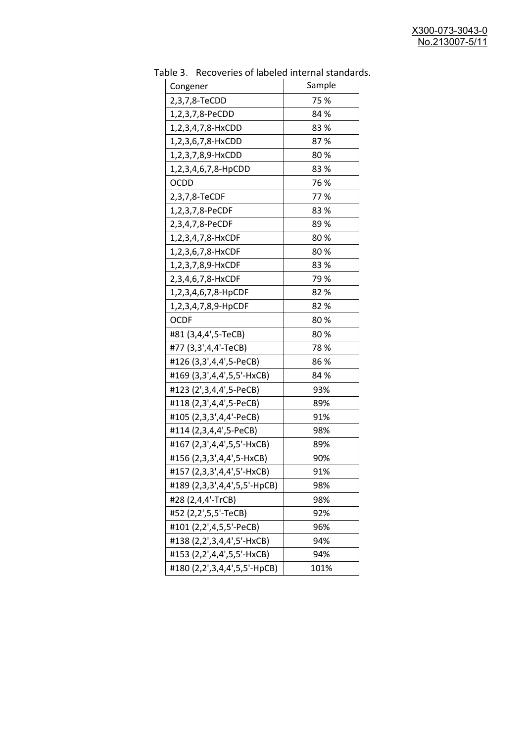Table 3. Recoveries of labeled internal standards.

| Congener | Sample |
|---|---|
| 2,3,7,8-TeCDD | 75 % |
| 1,2,3,7,8-PeCDD | 84 % |
| 1,2,3,4,7,8-HxCDD | 83 % |
| 1,2,3,6,7,8-HxCDD | 87 % |
| 1,2,3,7,8,9-HxCDD | 80 % |
| 1,2,3,4,6,7,8-HpCDD | 83 % |
| OCDD | 76 % |
| 2,3,7,8-TeCDF | 77 % |
| 1,2,3,7,8-PeCDF | 83 % |
| 2,3,4,7,8-PeCDF | 89 % |
| 1,2,3,4,7,8-HxCDF | 80 % |
| 1,2,3,6,7,8-HxCDF | 80 % |
| 1,2,3,7,8,9-HxCDF | 83 % |
| 2,3,4,6,7,8-HxCDF | 79 % |
| 1,2,3,4,6,7,8-HpCDF | 82 % |
| 1,2,3,4,7,8,9-HpCDF | 82 % |
| OCDF | 80 % |
| #81 (3,4,4',5-TeCB) | 80 % |
| #77 (3,3',4,4'-TeCB) | 78 % |
| #126 (3,3',4,4',5-PeCB) | 86 % |
| #169 (3,3',4,4',5,5'-HxCB) | 84 % |
| #123 (2',3,4,4',5-PeCB) | 93% |
| #118 (2,3',4,4',5-PeCB) | 89% |
| #105 (2,3,3',4,4'-PeCB) | 91% |
| #114 (2,3,4,4',5-PeCB) | 98% |
| #167 (2,3',4,4',5,5'-HxCB) | 89% |
| #156 (2,3,3',4,4',5-HxCB) | 90% |
| #157 (2,3,3',4,4',5'-HxCB) | 91% |
| #189 (2,3,3',4,4',5,5'-HpCB) | 98% |
| #28 (2,4,4'-TrCB) | 98% |
| #52 (2,2',5,5'-TeCB) | 92% |
| #101 (2,2',4,5,5'-PeCB) | 96% |
| #138 (2,2',3,4,4',5'-HxCB) | 94% |
| #153 (2,2',4,4',5,5'-HxCB) | 94% |
| #180 (2,2',3,4,4',5,5'-HpCB) | 101% |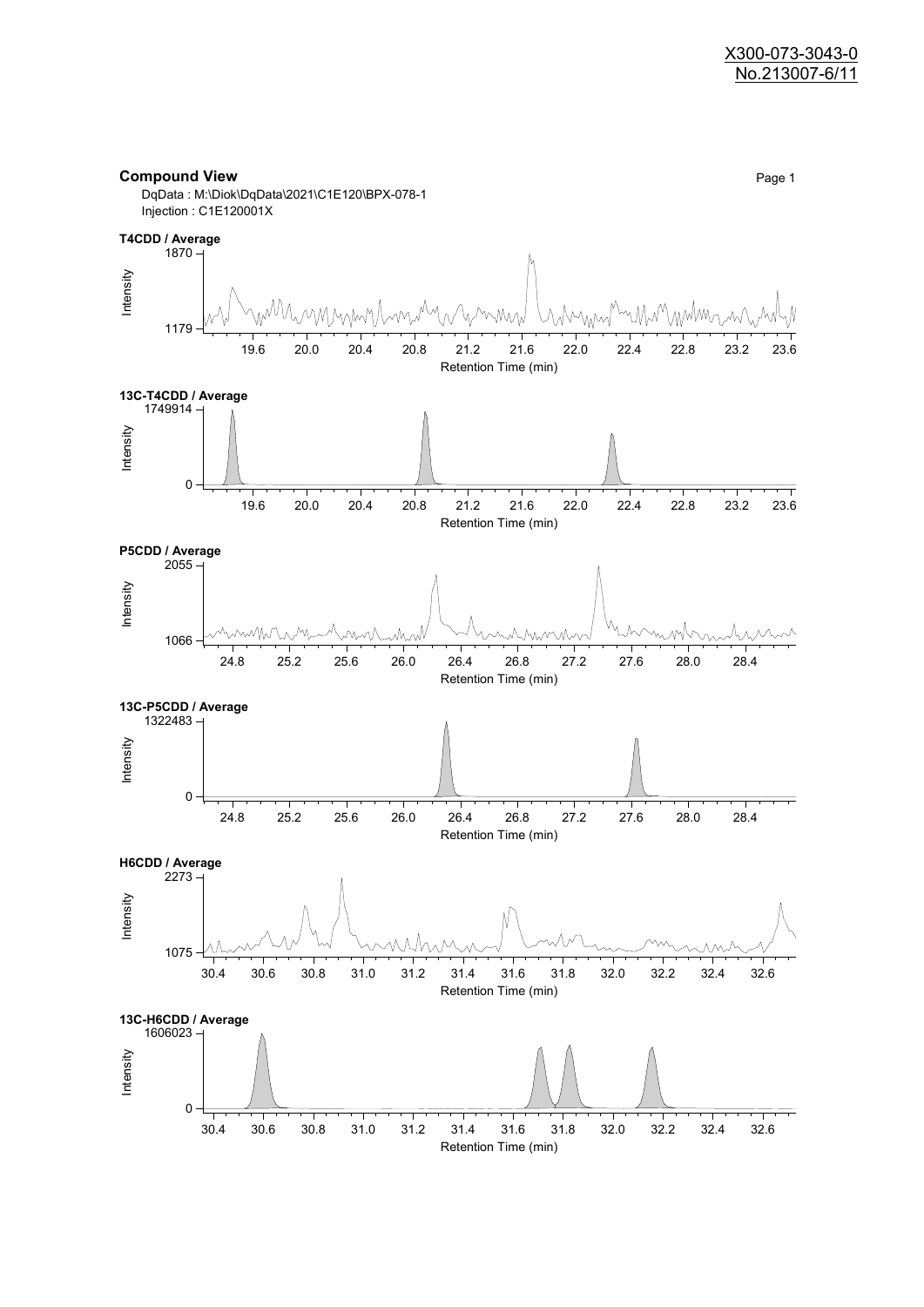X300-073-3043-0
No.213007-6/11

## Compound View

DqData : M:\Diok\DqData\2021\C1E120\BPX-078-1
Injection : C1E120001X

**T4CDD / Average**

Intensity: 1179 – 1870
Retention Time (min): 19.6, 20.0, 20.4, 20.8, 21.2, 21.6, 22.0, 22.4, 22.8, 23.2, 23.6

**13C-T4CDD / Average**

Intensity: 0 – 1749914
Retention Time (min): 19.6, 20.0, 20.4, 20.8, 21.2, 21.6, 22.0, 22.4, 22.8, 23.2, 23.6

**P5CDD / Average**

Intensity: 1066 – 2055
Retention Time (min): 24.8, 25.2, 25.6, 26.0, 26.4, 26.8, 27.2, 27.6, 28.0, 28.4

**13C-P5CDD / Average**

Intensity: 0 – 1322483
Retention Time (min): 24.8, 25.2, 25.6, 26.0, 26.4, 26.8, 27.2, 27.6, 28.0, 28.4

**H6CDD / Average**

Intensity: 1075 – 2273
Retention Time (min): 30.4, 30.6, 30.8, 31.0, 31.2, 31.4, 31.6, 31.8, 32.0, 32.2, 32.4, 32.6

**13C-H6CDD / Average**

Intensity: 0 – 1606023
Retention Time (min): 30.4, 30.6, 30.8, 31.0, 31.2, 31.4, 31.6, 31.8, 32.0, 32.2, 32.4, 32.6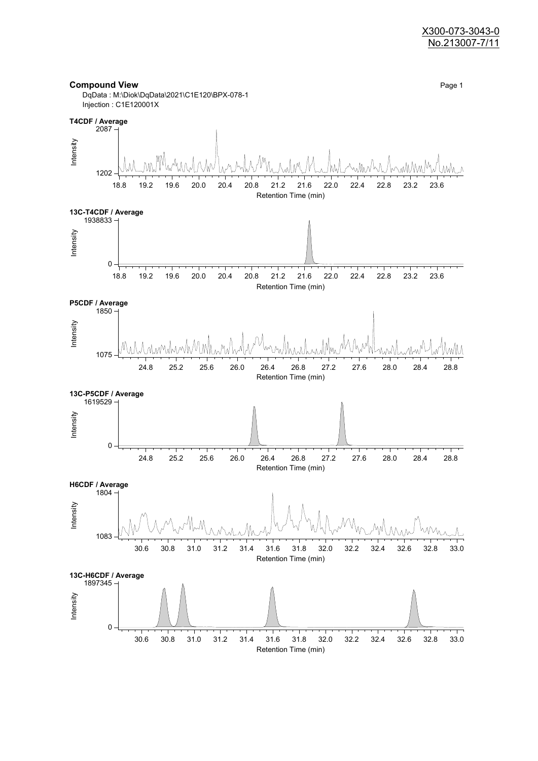X300-073-3043-0
No.213007-7/11

**Compound View**

DqData : M:\Diok\DqData\2021\C1E120\BPX-078-1
Injection : C1E120001X

**T4CDF / Average**

Intensity: 1202 – 2087
Retention Time (min): 18.8 – 23.6

**13C-T4CDF / Average**

Intensity: 0 – 1938833
Retention Time (min): 18.8 – 23.6

**P5CDF / Average**

Intensity: 1075 – 1850
Retention Time (min): 24.8 – 28.8

**13C-P5CDF / Average**

Intensity: 0 – 1619529
Retention Time (min): 24.8 – 28.8

**H6CDF / Average**

Intensity: 1083 – 1804
Retention Time (min): 30.6 – 33.0

**13C-H6CDF / Average**

Intensity: 0 – 1897345
Retention Time (min): 30.6 – 33.0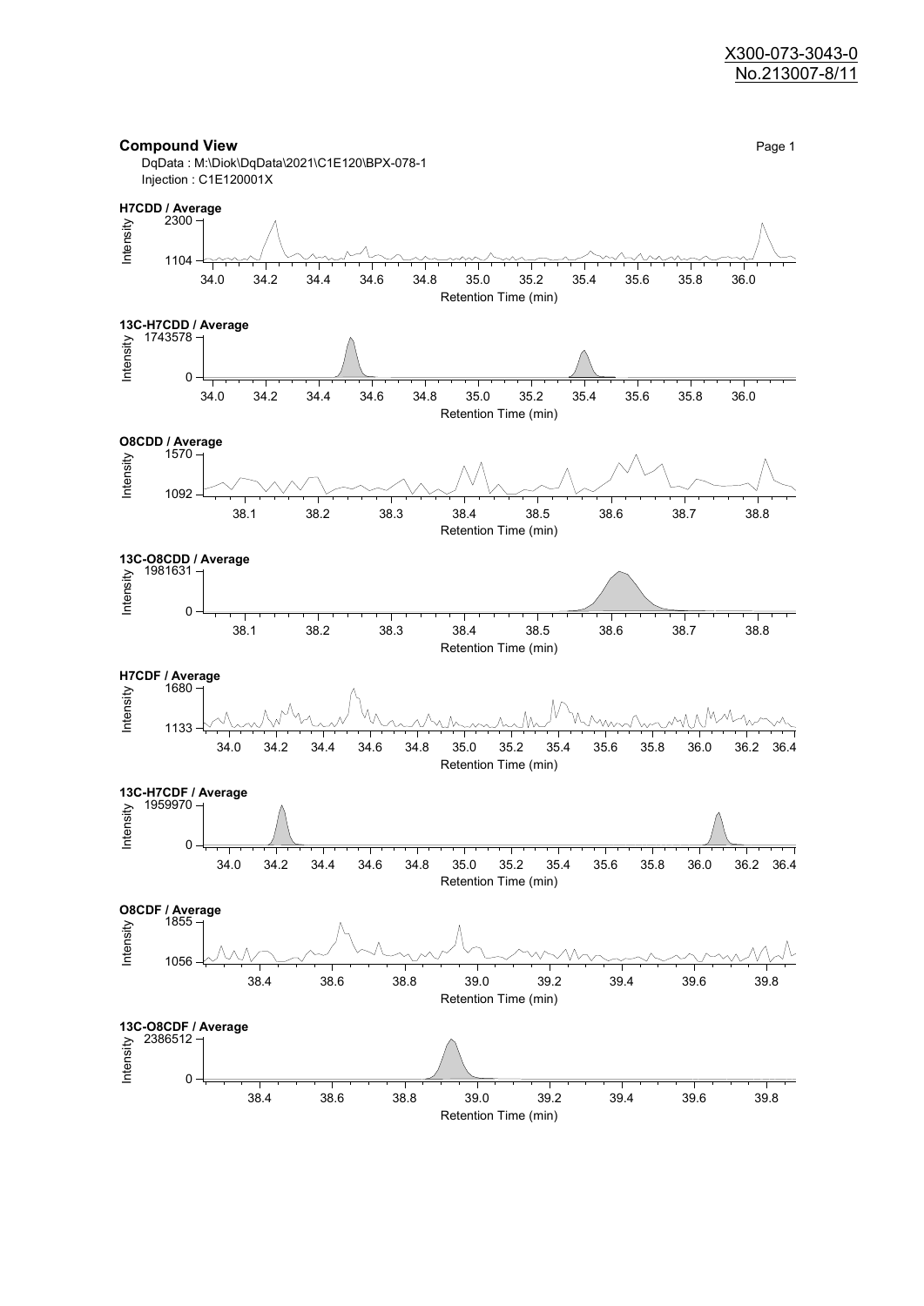## Compound View

DqData : M:\Diok\DqData\2021\C1E120\BPX-078-1
Injection : C1E120001X

Page 1

**H7CDD / Average**

Intensity: 2300 – 1104

Retention Time (min): 34.0 34.2 34.4 34.6 34.8 35.0 35.2 35.4 35.6 35.8 36.0

**13C-H7CDD / Average**

Intensity: 1743578 – 0

Retention Time (min): 34.0 34.2 34.4 34.6 34.8 35.0 35.2 35.4 35.6 35.8 36.0

**O8CDD / Average**

Intensity: 1570 – 1092

Retention Time (min): 38.1 38.2 38.3 38.4 38.5 38.6 38.7 38.8

**13C-O8CDD / Average**

Intensity: 1981631 – 0

Retention Time (min): 38.1 38.2 38.3 38.4 38.5 38.6 38.7 38.8

**H7CDF / Average**

Intensity: 1680 – 1133

Retention Time (min): 34.0 34.2 34.4 34.6 34.8 35.0 35.2 35.4 35.6 35.8 36.0 36.2 36.4

**13C-H7CDF / Average**

Intensity: 1959970 – 0

Retention Time (min): 34.0 34.2 34.4 34.6 34.8 35.0 35.2 35.4 35.6 35.8 36.0 36.2 36.4

**O8CDF / Average**

Intensity: 1855 – 1056

Retention Time (min): 38.4 38.6 38.8 39.0 39.2 39.4 39.6 39.8

**13C-O8CDF / Average**

Intensity: 2386512 – 0

Retention Time (min): 38.4 38.6 38.8 39.0 39.2 39.4 39.6 39.8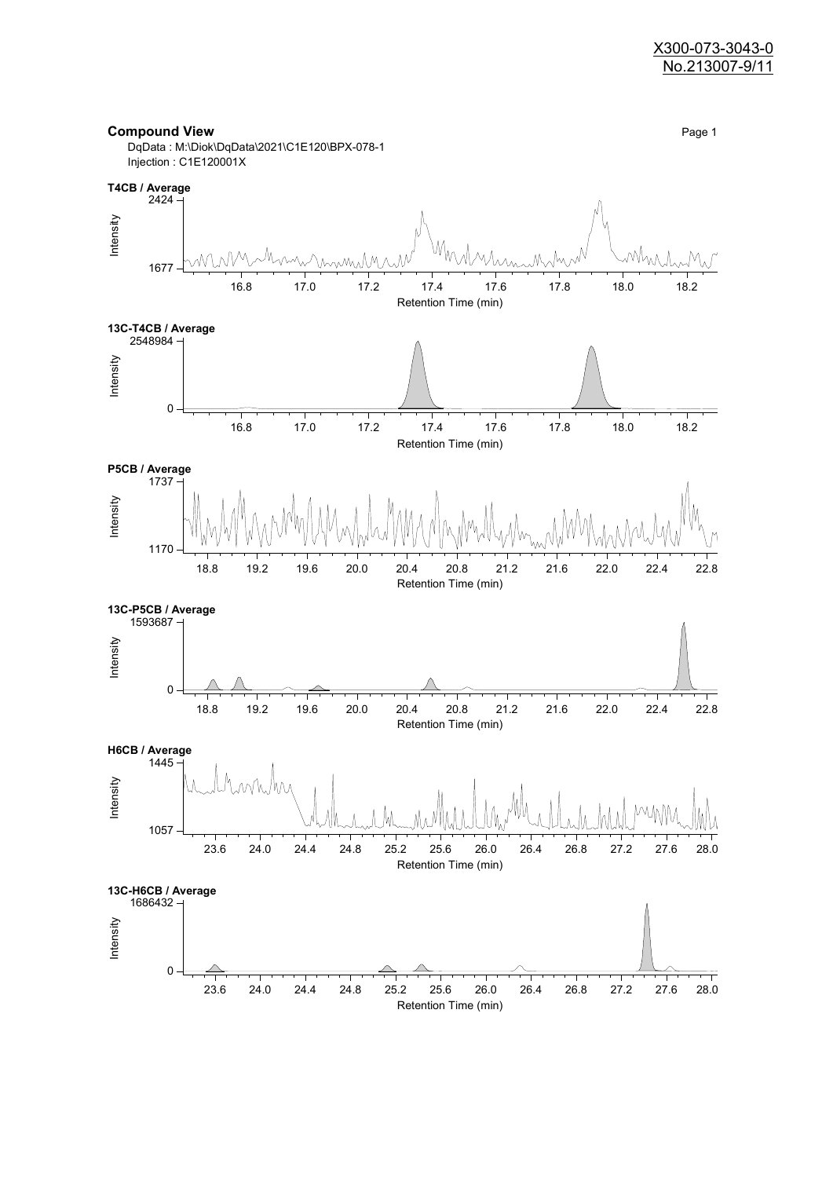X300-073-3043-0
No.213007-9/11

**Compound View**

DqData : M:\Diok\DqData\2021\C1E120\BPX-078-1
Injection : C1E120001X

**T4CB / Average**

Intensity: 1677 – 2424
Retention Time (min): 16.8, 17.0, 17.2, 17.4, 17.6, 17.8, 18.0, 18.2

**13C-T4CB / Average**

Intensity: 0 – 2548984
Retention Time (min): 16.8, 17.0, 17.2, 17.4, 17.6, 17.8, 18.0, 18.2

**P5CB / Average**

Intensity: 1170 – 1737
Retention Time (min): 18.8, 19.2, 19.6, 20.0, 20.4, 20.8, 21.2, 21.6, 22.0, 22.4, 22.8

**13C-P5CB / Average**

Intensity: 0 – 1593687
Retention Time (min): 18.8, 19.2, 19.6, 20.0, 20.4, 20.8, 21.2, 21.6, 22.0, 22.4, 22.8

**H6CB / Average**

Intensity: 1057 – 1445
Retention Time (min): 23.6, 24.0, 24.4, 24.8, 25.2, 25.6, 26.0, 26.4, 26.8, 27.2, 27.6, 28.0

**13C-H6CB / Average**

Intensity: 0 – 1686432
Retention Time (min): 23.6, 24.0, 24.4, 24.8, 25.2, 25.6, 26.0, 26.4, 26.8, 27.2, 27.6, 28.0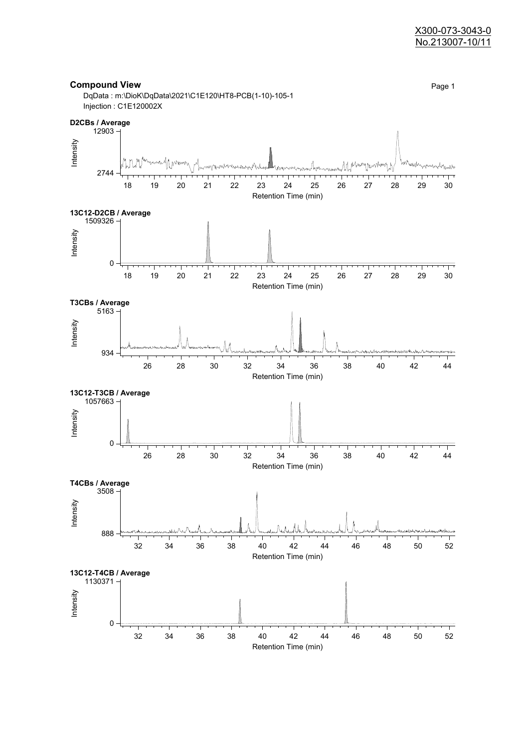X300-073-3043-0
No.213007-10/11

## Compound View

DqData : m:\DioK\DqData\2021\C1E120\HT8-PCB(1-10)-105-1
Injection : C1E120002X

**D2CBs / Average**

Intensity: 2744 – 12903
Retention Time (min): 18 – 30

**13C12-D2CB / Average**

Intensity: 0 – 1509326
Retention Time (min): 18 – 30

**T3CBs / Average**

Intensity: 934 – 5163
Retention Time (min): 26 – 44

**13C12-T3CB / Average**

Intensity: 0 – 1057663
Retention Time (min): 26 – 44

**T4CBs / Average**

Intensity: 888 – 3508
Retention Time (min): 32 – 52

**13C12-T4CB / Average**

Intensity: 0 – 1130371
Retention Time (min): 32 – 52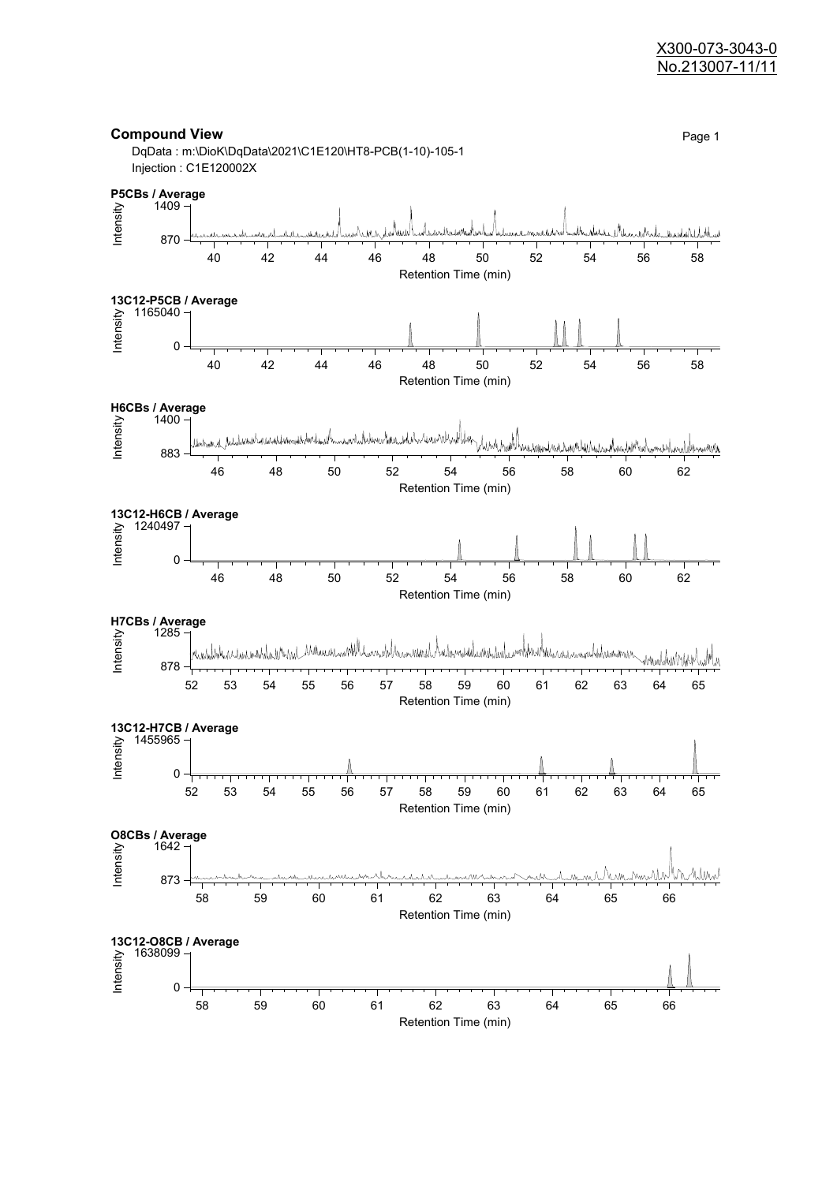X300-073-3043-0
No.213007-11/11

**Compound View**

Page 1

DqData : m:\DioK\DqData\2021\C1E120\HT8-PCB(1-10)-105-1
Injection : C1E120002X

**P5CBs / Average**

Intensity
1409
870
40 42 44 46 48 50 52 54 56 58
Retention Time (min)

**13C12-P5CB / Average**

Intensity
1165040
0
40 42 44 46 48 50 52 54 56 58
Retention Time (min)

**H6CBs / Average**

Intensity
1400
883
46 48 50 52 54 56 58 60 62
Retention Time (min)

**13C12-H6CB / Average**

Intensity
1240497
0
46 48 50 52 54 56 58 60 62
Retention Time (min)

**H7CBs / Average**

Intensity
1285
878
52 53 54 55 56 57 58 59 60 61 62 63 64 65
Retention Time (min)

**13C12-H7CB / Average**

Intensity
1455965
0
52 53 54 55 56 57 58 59 60 61 62 63 64 65
Retention Time (min)

**O8CBs / Average**

Intensity
1642
873
58 59 60 61 62 63 64 65 66
Retention Time (min)

**13C12-O8CB / Average**

Intensity
1638099
0
58 59 60 61 62 63 64 65 66
Retention Time (min)